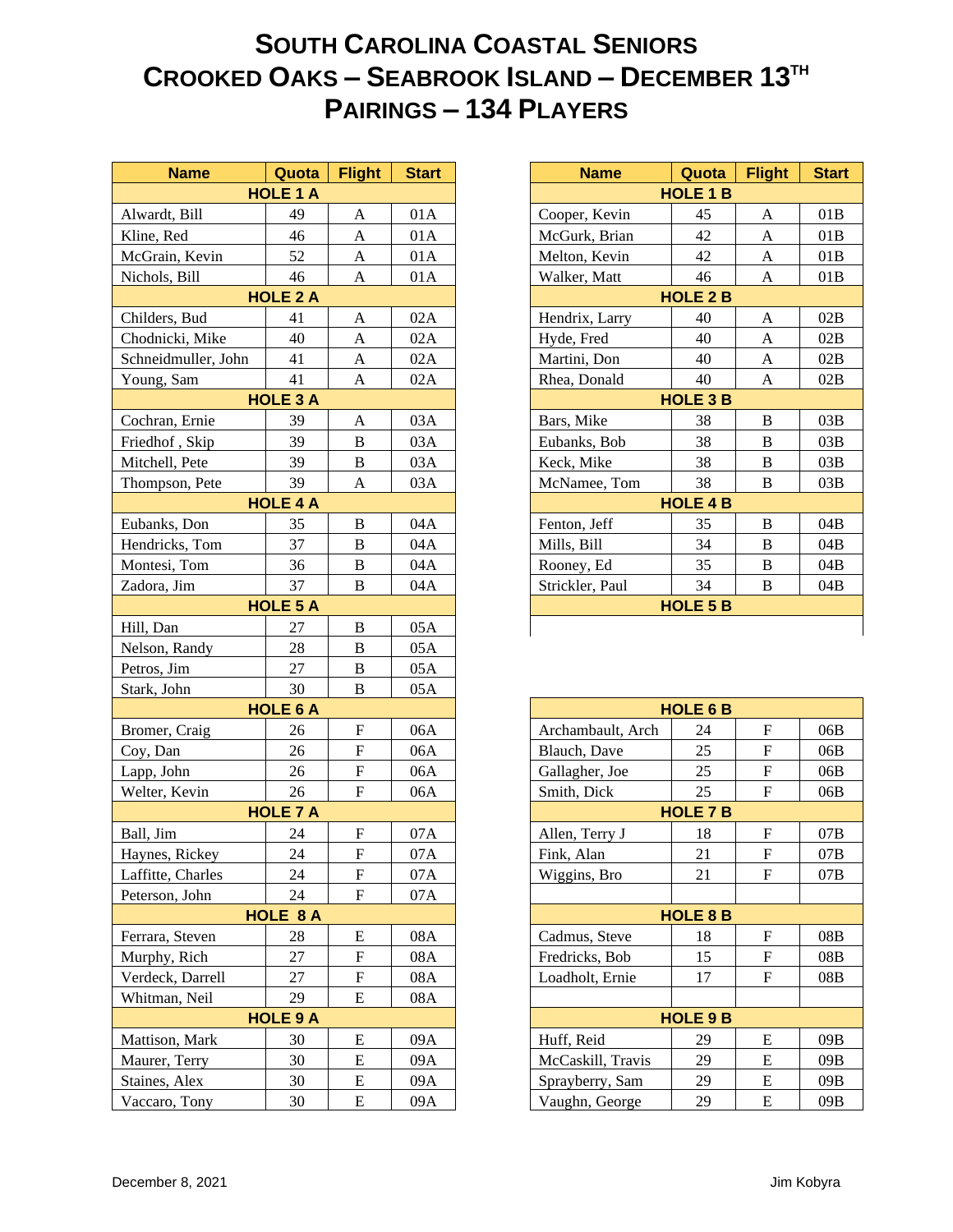# SOUTH CAROLINA COASTAL SENIORS
# CROOKED OAKS – SEABROOK ISLAND – DECEMBER 13TH
# PAIRINGS – 134 PLAYERS

| Name | Quota | Flight | Start |
|---|---|---|---|
| **HOLE 1 A** | | | |
| Alwardt, Bill | 49 | A | 01A |
| Kline, Red | 46 | A | 01A |
| McGrain, Kevin | 52 | A | 01A |
| Nichols, Bill | 46 | A | 01A |
| **HOLE 2 A** | | | |
| Childers, Bud | 41 | A | 02A |
| Chodnicki, Mike | 40 | A | 02A |
| Schneidmuller, John | 41 | A | 02A |
| Young, Sam | 41 | A | 02A |
| **HOLE 3 A** | | | |
| Cochran, Ernie | 39 | A | 03A |
| Friedhof , Skip | 39 | B | 03A |
| Mitchell, Pete | 39 | B | 03A |
| Thompson, Pete | 39 | A | 03A |
| **HOLE 4 A** | | | |
| Eubanks, Don | 35 | B | 04A |
| Hendricks, Tom | 37 | B | 04A |
| Montesi, Tom | 36 | B | 04A |
| Zadora, Jim | 37 | B | 04A |
| **HOLE 5 A** | | | |
| Hill, Dan | 27 | B | 05A |
| Nelson, Randy | 28 | B | 05A |
| Petros, Jim | 27 | B | 05A |
| Stark, John | 30 | B | 05A |
| **HOLE 6 A** | | | |
| Bromer, Craig | 26 | F | 06A |
| Coy, Dan | 26 | F | 06A |
| Lapp, John | 26 | F | 06A |
| Welter, Kevin | 26 | F | 06A |
| **HOLE 7 A** | | | |
| Ball, Jim | 24 | F | 07A |
| Haynes, Rickey | 24 | F | 07A |
| Laffitte, Charles | 24 | F | 07A |
| Peterson, John | 24 | F | 07A |
| **HOLE 8 A** | | | |
| Ferrara, Steven | 28 | E | 08A |
| Murphy, Rich | 27 | F | 08A |
| Verdeck, Darrell | 27 | F | 08A |
| Whitman, Neil | 29 | E | 08A |
| **HOLE 9 A** | | | |
| Mattison, Mark | 30 | E | 09A |
| Maurer, Terry | 30 | E | 09A |
| Staines, Alex | 30 | E | 09A |
| Vaccaro, Tony | 30 | E | 09A |

| Name | Quota | Flight | Start |
|---|---|---|---|
| **HOLE 1 B** | | | |
| Cooper, Kevin | 45 | A | 01B |
| McGurk, Brian | 42 | A | 01B |
| Melton, Kevin | 42 | A | 01B |
| Walker, Matt | 46 | A | 01B |
| **HOLE 2 B** | | | |
| Hendrix, Larry | 40 | A | 02B |
| Hyde, Fred | 40 | A | 02B |
| Martini, Don | 40 | A | 02B |
| Rhea, Donald | 40 | A | 02B |
| **HOLE 3 B** | | | |
| Bars, Mike | 38 | B | 03B |
| Eubanks, Bob | 38 | B | 03B |
| Keck, Mike | 38 | B | 03B |
| McNamee, Tom | 38 | B | 03B |
| **HOLE 4 B** | | | |
| Fenton, Jeff | 35 | B | 04B |
| Mills, Bill | 34 | B | 04B |
| Rooney, Ed | 35 | B | 04B |
| Strickler, Paul | 34 | B | 04B |
| **HOLE 5 B** | | | |
| | | | |
| **HOLE 6 B** | | | |
| Archambault, Arch | 24 | F | 06B |
| Blauch, Dave | 25 | F | 06B |
| Gallagher, Joe | 25 | F | 06B |
| Smith, Dick | 25 | F | 06B |
| **HOLE 7 B** | | | |
| Allen, Terry J | 18 | F | 07B |
| Fink, Alan | 21 | F | 07B |
| Wiggins, Bro | 21 | F | 07B |
| | | | |
| **HOLE 8 B** | | | |
| Cadmus, Steve | 18 | F | 08B |
| Fredricks, Bob | 15 | F | 08B |
| Loadholt, Ernie | 17 | F | 08B |
| | | | |
| **HOLE 9 B** | | | |
| Huff, Reid | 29 | E | 09B |
| McCaskill, Travis | 29 | E | 09B |
| Sprayberry, Sam | 29 | E | 09B |
| Vaughn, George | 29 | E | 09B |

December 8, 2021 Jim Kobyra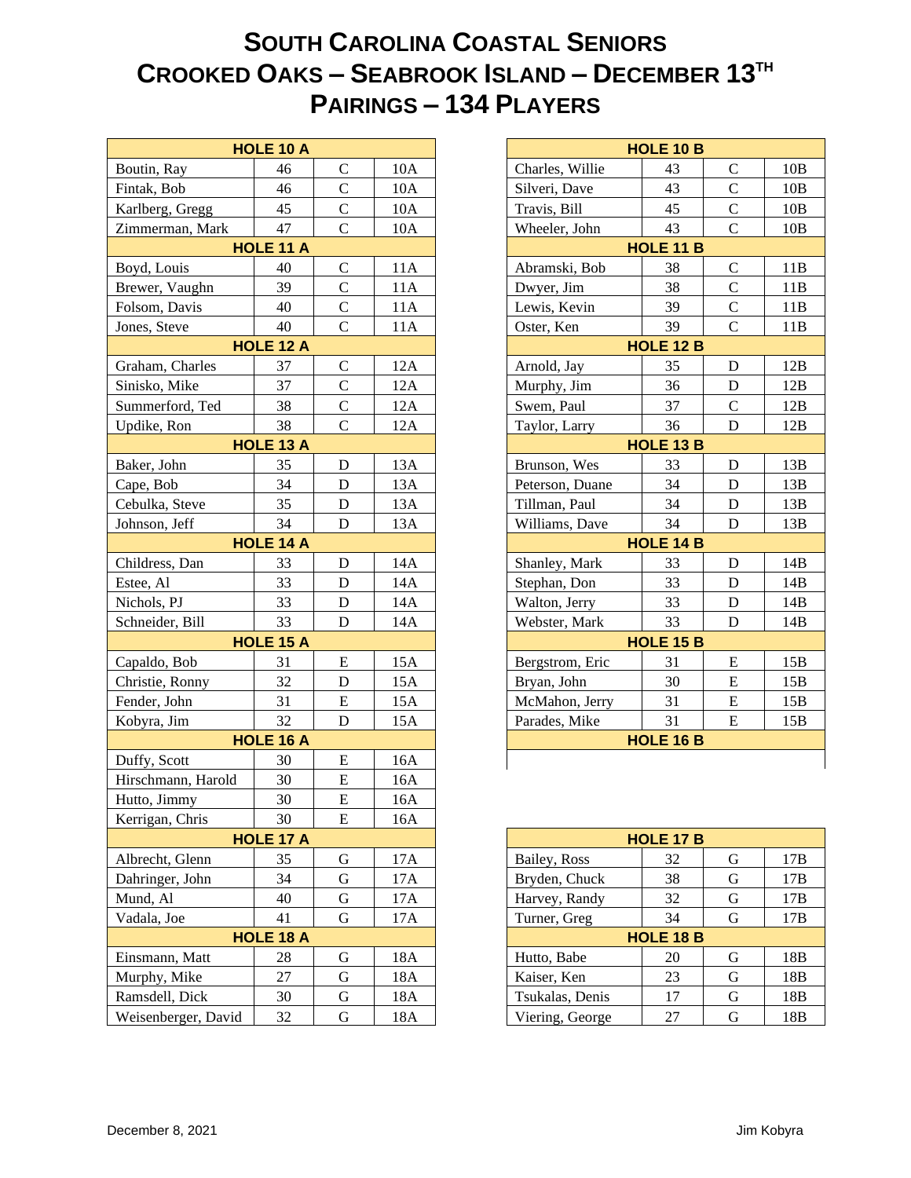# South Carolina Coastal Seniors
# Crooked Oaks – Seabrook Island – December 13th
# Pairings – 134 Players

| HOLE 10 A | | | |
|---|---|---|---|
| Boutin, Ray | 46 | C | 10A |
| Fintak, Bob | 46 | C | 10A |
| Karlberg, Gregg | 45 | C | 10A |
| Zimmerman, Mark | 47 | C | 10A |
| **HOLE 11 A** | | | |
| Boyd, Louis | 40 | C | 11A |
| Brewer, Vaughn | 39 | C | 11A |
| Folsom, Davis | 40 | C | 11A |
| Jones, Steve | 40 | C | 11A |
| **HOLE 12 A** | | | |
| Graham, Charles | 37 | C | 12A |
| Sinisko, Mike | 37 | C | 12A |
| Summerford, Ted | 38 | C | 12A |
| Updike, Ron | 38 | C | 12A |
| **HOLE 13 A** | | | |
| Baker, John | 35 | D | 13A |
| Cape, Bob | 34 | D | 13A |
| Cebulka, Steve | 35 | D | 13A |
| Johnson, Jeff | 34 | D | 13A |
| **HOLE 14 A** | | | |
| Childress, Dan | 33 | D | 14A |
| Estee, Al | 33 | D | 14A |
| Nichols, PJ | 33 | D | 14A |
| Schneider, Bill | 33 | D | 14A |
| **HOLE 15 A** | | | |
| Capaldo, Bob | 31 | E | 15A |
| Christie, Ronny | 32 | D | 15A |
| Fender, John | 31 | E | 15A |
| Kobyra, Jim | 32 | D | 15A |
| **HOLE 16 A** | | | |
| Duffy, Scott | 30 | E | 16A |
| Hirschmann, Harold | 30 | E | 16A |
| Hutto, Jimmy | 30 | E | 16A |
| Kerrigan, Chris | 30 | E | 16A |
| **HOLE 17 A** | | | |
| Albrecht, Glenn | 35 | G | 17A |
| Dahringer, John | 34 | G | 17A |
| Mund, Al | 40 | G | 17A |
| Vadala, Joe | 41 | G | 17A |
| **HOLE 18 A** | | | |
| Einsmann, Matt | 28 | G | 18A |
| Murphy, Mike | 27 | G | 18A |
| Ramsdell, Dick | 30 | G | 18A |
| Weisenberger, David | 32 | G | 18A |

| HOLE 10 B | | | |
|---|---|---|---|
| Charles, Willie | 43 | C | 10B |
| Silveri, Dave | 43 | C | 10B |
| Travis, Bill | 45 | C | 10B |
| Wheeler, John | 43 | C | 10B |
| **HOLE 11 B** | | | |
| Abramski, Bob | 38 | C | 11B |
| Dwyer, Jim | 38 | C | 11B |
| Lewis, Kevin | 39 | C | 11B |
| Oster, Ken | 39 | C | 11B |
| **HOLE 12 B** | | | |
| Arnold, Jay | 35 | D | 12B |
| Murphy, Jim | 36 | D | 12B |
| Swem, Paul | 37 | C | 12B |
| Taylor, Larry | 36 | D | 12B |
| **HOLE 13 B** | | | |
| Brunson, Wes | 33 | D | 13B |
| Peterson, Duane | 34 | D | 13B |
| Tillman, Paul | 34 | D | 13B |
| Williams, Dave | 34 | D | 13B |
| **HOLE 14 B** | | | |
| Shanley, Mark | 33 | D | 14B |
| Stephan, Don | 33 | D | 14B |
| Walton, Jerry | 33 | D | 14B |
| Webster, Mark | 33 | D | 14B |
| **HOLE 15 B** | | | |
| Bergstrom, Eric | 31 | E | 15B |
| Bryan, John | 30 | E | 15B |
| McMahon, Jerry | 31 | E | 15B |
| Parades, Mike | 31 | E | 15B |
| **HOLE 16 B** | | | |
| | | | |

| HOLE 17 B | | | |
|---|---|---|---|
| Bailey, Ross | 32 | G | 17B |
| Bryden, Chuck | 38 | G | 17B |
| Harvey, Randy | 32 | G | 17B |
| Turner, Greg | 34 | G | 17B |
| **HOLE 18 B** | | | |
| Hutto, Babe | 20 | G | 18B |
| Kaiser, Ken | 23 | G | 18B |
| Tsukalas, Denis | 17 | G | 18B |
| Viering, George | 27 | G | 18B |

December 8, 2021 Jim Kobyra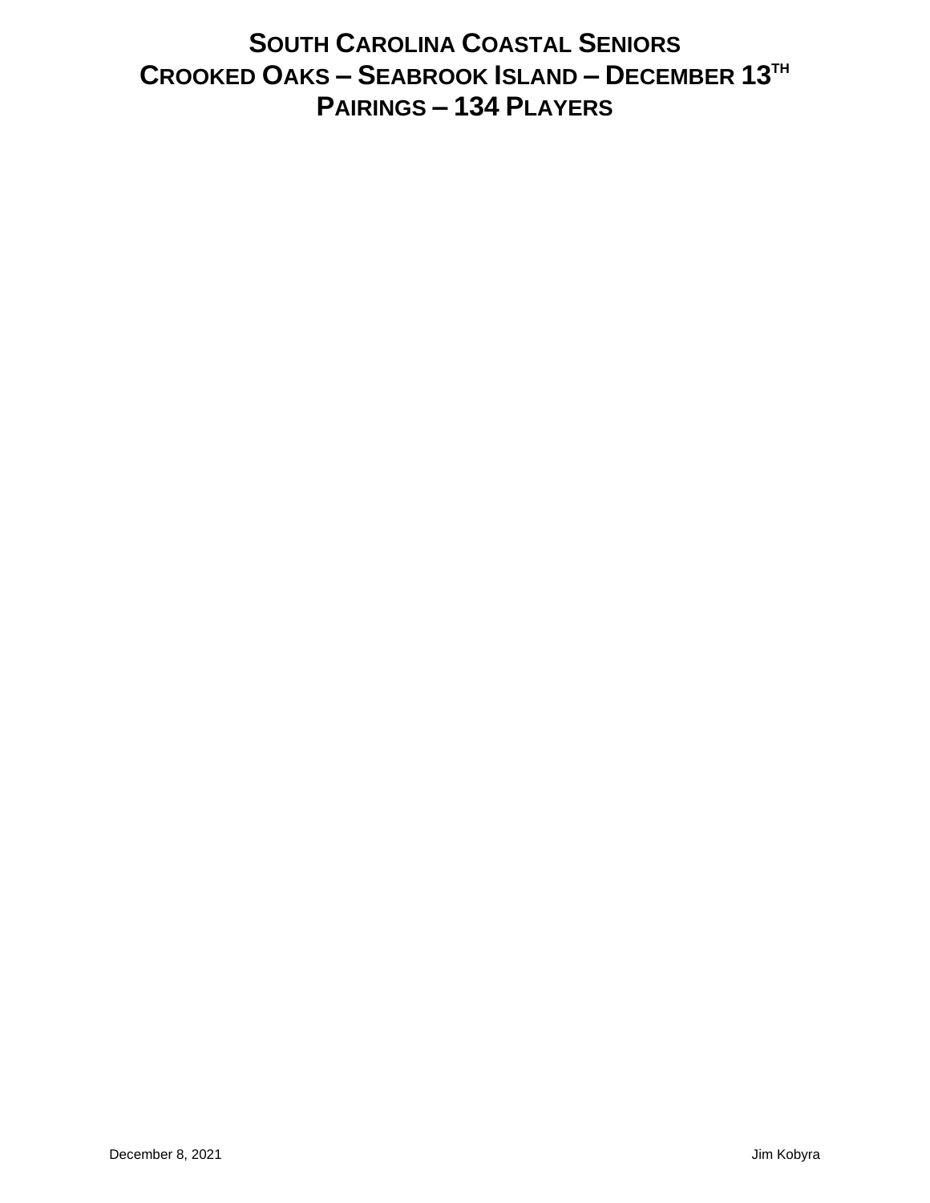# SOUTH CAROLINA COASTAL SENIORS
# CROOKED OAKS – SEABROOK ISLAND – DECEMBER 13TH
# PAIRINGS – 134 PLAYERS

December 8, 2021

Jim Kobyra